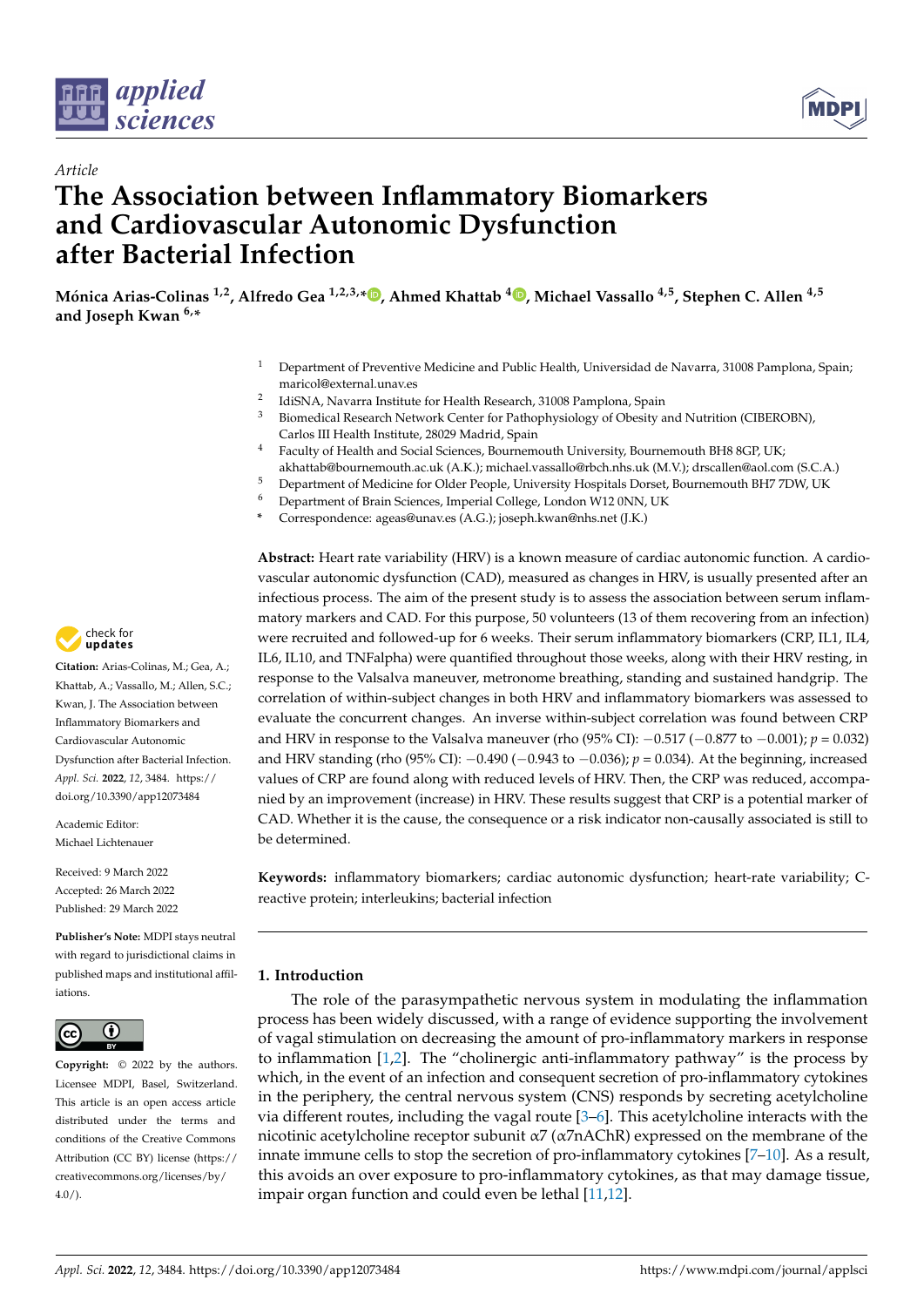*Article*

# The Association between Inflammatory Biomarkers and Cardiovascular Autonomic Dysfunction after Bacterial Infection

**Mónica Arias-Colinas [1,2], Alfredo Gea [1,2,3,*], Ahmed Khattab [4], Michael Vassallo [4,5], Stephen C. Allen [4,5] and Joseph Kwan [6,*]**

1. Department of Preventive Medicine and Public Health, Universidad de Navarra, 31008 Pamplona, Spain; maricol@external.unav.es
2. IdiSNA, Navarra Institute for Health Research, 31008 Pamplona, Spain
3. Biomedical Research Network Center for Pathophysiology of Obesity and Nutrition (CIBEROBN), Carlos III Health Institute, 28029 Madrid, Spain
4. Faculty of Health and Social Sciences, Bournemouth University, Bournemouth BH8 8GP, UK; akhattab@bournemouth.ac.uk (A.K.); michael.vassallo@rbch.nhs.uk (M.V.); drscallen@aol.com (S.C.A.)
5. Department of Medicine for Older People, University Hospitals Dorset, Bournemouth BH7 7DW, UK
6. Department of Brain Sciences, Imperial College, London W12 0NN, UK

\* Correspondence: ageas@unav.es (A.G.); joseph.kwan@nhs.net (J.K.)

**Citation:** Arias-Colinas, M.; Gea, A.; Khattab, A.; Vassallo, M.; Allen, S.C.; Kwan, J. The Association between Inflammatory Biomarkers and Cardiovascular Autonomic Dysfunction after Bacterial Infection. *Appl. Sci.* **2022**, *12*, 3484. https://doi.org/10.3390/app12073484

Academic Editor: Michael Lichtenauer

Received: 9 March 2022
Accepted: 26 March 2022
Published: 29 March 2022

**Publisher's Note:** MDPI stays neutral with regard to jurisdictional claims in published maps and institutional affiliations.

**Copyright:** © 2022 by the authors. Licensee MDPI, Basel, Switzerland. This article is an open access article distributed under the terms and conditions of the Creative Commons Attribution (CC BY) license (https://creativecommons.org/licenses/by/4.0/).

**Abstract:** Heart rate variability (HRV) is a known measure of cardiac autonomic function. A cardiovascular autonomic dysfunction (CAD), measured as changes in HRV, is usually presented after an infectious process. The aim of the present study is to assess the association between serum inflammatory markers and CAD. For this purpose, 50 volunteers (13 of them recovering from an infection) were recruited and followed-up for 6 weeks. Their serum inflammatory biomarkers (CRP, IL1, IL4, IL6, IL10, and TNFalpha) were quantified throughout those weeks, along with their HRV resting, in response to the Valsalva maneuver, metronome breathing, standing and sustained handgrip. The correlation of within-subject changes in both HRV and inflammatory biomarkers was assessed to evaluate the concurrent changes. An inverse within-subject correlation was found between CRP and HRV in response to the Valsalva maneuver (rho (95% CI): −0.517 (−0.877 to −0.001); $p = 0.032$) and HRV standing (rho (95% CI): −0.490 (−0.943 to −0.036); $p = 0.034$). At the beginning, increased values of CRP are found along with reduced levels of HRV. Then, the CRP was reduced, accompanied by an improvement (increase) in HRV. These results suggest that CRP is a potential marker of CAD. Whether it is the cause, the consequence or a risk indicator non-causally associated is still to be determined.

**Keywords:** inflammatory biomarkers; cardiac autonomic dysfunction; heart-rate variability; C-reactive protein; interleukins; bacterial infection

## 1. Introduction

The role of the parasympathetic nervous system in modulating the inflammation process has been widely discussed, with a range of evidence supporting the involvement of vagal stimulation on decreasing the amount of pro-inflammatory markers in response to inflammation [1,2]. The "cholinergic anti-inflammatory pathway" is the process by which, in the event of an infection and consequent secretion of pro-inflammatory cytokines in the periphery, the central nervous system (CNS) responds by secreting acetylcholine via different routes, including the vagal route [3–6]. This acetylcholine interacts with the nicotinic acetylcholine receptor subunit $\alpha$7 ($\alpha$7nAChR) expressed on the membrane of the innate immune cells to stop the secretion of pro-inflammatory cytokines [7–10]. As a result, this avoids an over exposure to pro-inflammatory cytokines, as that may damage tissue, impair organ function and could even be lethal [11,12].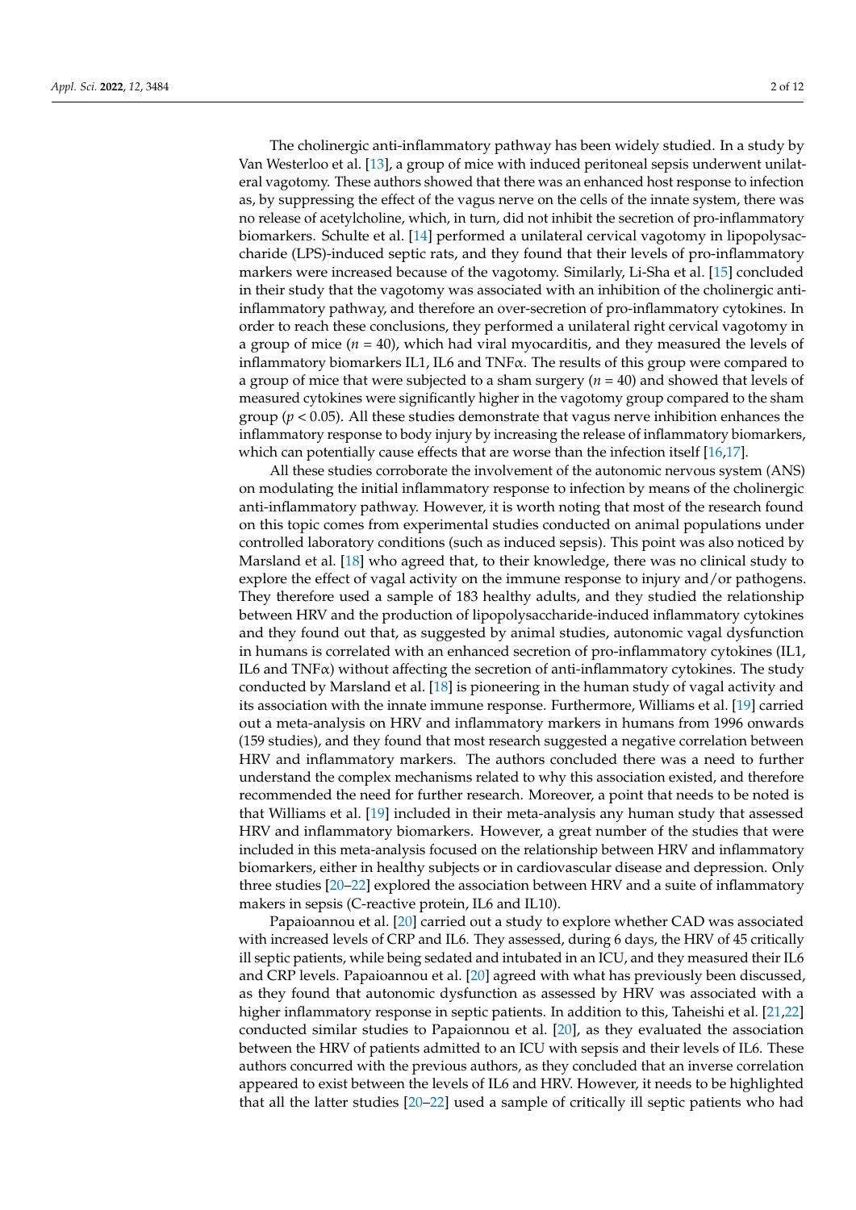The cholinergic anti-inflammatory pathway has been widely studied. In a study by Van Westerloo et al. [13], a group of mice with induced peritoneal sepsis underwent unilateral vagotomy. These authors showed that there was an enhanced host response to infection as, by suppressing the effect of the vagus nerve on the cells of the innate system, there was no release of acetylcholine, which, in turn, did not inhibit the secretion of pro-inflammatory biomarkers. Schulte et al. [14] performed a unilateral cervical vagotomy in lipopolysaccharide (LPS)-induced septic rats, and they found that their levels of pro-inflammatory markers were increased because of the vagotomy. Similarly, Li-Sha et al. [15] concluded in their study that the vagotomy was associated with an inhibition of the cholinergic anti-inflammatory pathway, and therefore an over-secretion of pro-inflammatory cytokines. In order to reach these conclusions, they performed a unilateral right cervical vagotomy in a group of mice ($n = 40$), which had viral myocarditis, and they measured the levels of inflammatory biomarkers IL1, IL6 and TNFα. The results of this group were compared to a group of mice that were subjected to a sham surgery ($n = 40$) and showed that levels of measured cytokines were significantly higher in the vagotomy group compared to the sham group ($p < 0.05$). All these studies demonstrate that vagus nerve inhibition enhances the inflammatory response to body injury by increasing the release of inflammatory biomarkers, which can potentially cause effects that are worse than the infection itself [16,17].

All these studies corroborate the involvement of the autonomic nervous system (ANS) on modulating the initial inflammatory response to infection by means of the cholinergic anti-inflammatory pathway. However, it is worth noting that most of the research found on this topic comes from experimental studies conducted on animal populations under controlled laboratory conditions (such as induced sepsis). This point was also noticed by Marsland et al. [18] who agreed that, to their knowledge, there was no clinical study to explore the effect of vagal activity on the immune response to injury and/or pathogens. They therefore used a sample of 183 healthy adults, and they studied the relationship between HRV and the production of lipopolysaccharide-induced inflammatory cytokines and they found out that, as suggested by animal studies, autonomic vagal dysfunction in humans is correlated with an enhanced secretion of pro-inflammatory cytokines (IL1, IL6 and TNFα) without affecting the secretion of anti-inflammatory cytokines. The study conducted by Marsland et al. [18] is pioneering in the human study of vagal activity and its association with the innate immune response. Furthermore, Williams et al. [19] carried out a meta-analysis on HRV and inflammatory markers in humans from 1996 onwards (159 studies), and they found that most research suggested a negative correlation between HRV and inflammatory markers. The authors concluded there was a need to further understand the complex mechanisms related to why this association existed, and therefore recommended the need for further research. Moreover, a point that needs to be noted is that Williams et al. [19] included in their meta-analysis any human study that assessed HRV and inflammatory biomarkers. However, a great number of the studies that were included in this meta-analysis focused on the relationship between HRV and inflammatory biomarkers, either in healthy subjects or in cardiovascular disease and depression. Only three studies [20–22] explored the association between HRV and a suite of inflammatory makers in sepsis (C-reactive protein, IL6 and IL10).

Papaioannou et al. [20] carried out a study to explore whether CAD was associated with increased levels of CRP and IL6. They assessed, during 6 days, the HRV of 45 critically ill septic patients, while being sedated and intubated in an ICU, and they measured their IL6 and CRP levels. Papaioannou et al. [20] agreed with what has previously been discussed, as they found that autonomic dysfunction as assessed by HRV was associated with a higher inflammatory response in septic patients. In addition to this, Taheishi et al. [21,22] conducted similar studies to Papaionnou et al. [20], as they evaluated the association between the HRV of patients admitted to an ICU with sepsis and their levels of IL6. These authors concurred with the previous authors, as they concluded that an inverse correlation appeared to exist between the levels of IL6 and HRV. However, it needs to be highlighted that all the latter studies [20–22] used a sample of critically ill septic patients who had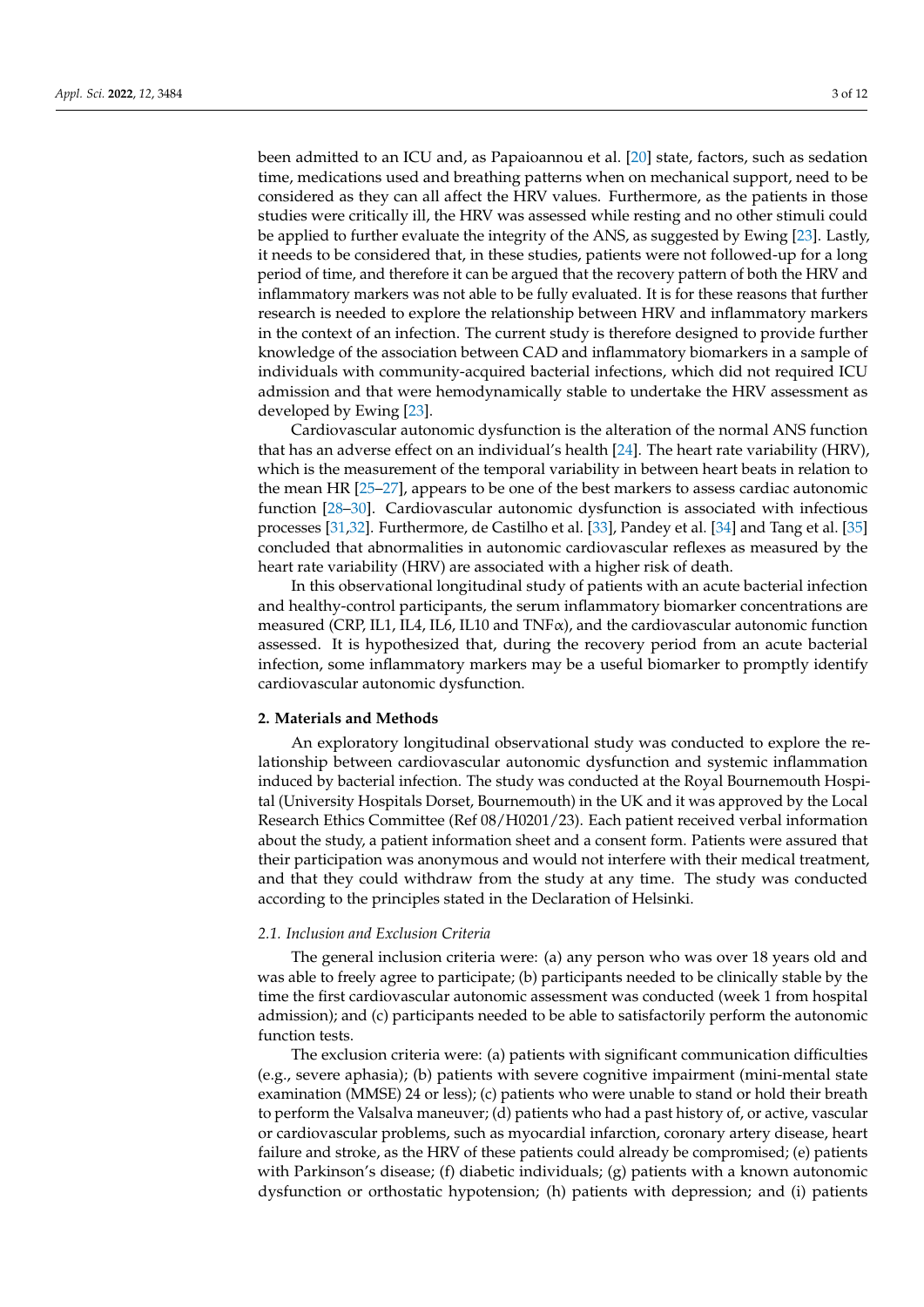been admitted to an ICU and, as Papaioannou et al. [20] state, factors, such as sedation time, medications used and breathing patterns when on mechanical support, need to be considered as they can all affect the HRV values. Furthermore, as the patients in those studies were critically ill, the HRV was assessed while resting and no other stimuli could be applied to further evaluate the integrity of the ANS, as suggested by Ewing [23]. Lastly, it needs to be considered that, in these studies, patients were not followed-up for a long period of time, and therefore it can be argued that the recovery pattern of both the HRV and inflammatory markers was not able to be fully evaluated. It is for these reasons that further research is needed to explore the relationship between HRV and inflammatory markers in the context of an infection. The current study is therefore designed to provide further knowledge of the association between CAD and inflammatory biomarkers in a sample of individuals with community-acquired bacterial infections, which did not required ICU admission and that were hemodynamically stable to undertake the HRV assessment as developed by Ewing [23].

Cardiovascular autonomic dysfunction is the alteration of the normal ANS function that has an adverse effect on an individual's health [24]. The heart rate variability (HRV), which is the measurement of the temporal variability in between heart beats in relation to the mean HR [25–27], appears to be one of the best markers to assess cardiac autonomic function [28–30]. Cardiovascular autonomic dysfunction is associated with infectious processes [31,32]. Furthermore, de Castilho et al. [33], Pandey et al. [34] and Tang et al. [35] concluded that abnormalities in autonomic cardiovascular reflexes as measured by the heart rate variability (HRV) are associated with a higher risk of death.

In this observational longitudinal study of patients with an acute bacterial infection and healthy-control participants, the serum inflammatory biomarker concentrations are measured (CRP, IL1, IL4, IL6, IL10 and TNFα), and the cardiovascular autonomic function assessed. It is hypothesized that, during the recovery period from an acute bacterial infection, some inflammatory markers may be a useful biomarker to promptly identify cardiovascular autonomic dysfunction.

## 2. Materials and Methods

An exploratory longitudinal observational study was conducted to explore the relationship between cardiovascular autonomic dysfunction and systemic inflammation induced by bacterial infection. The study was conducted at the Royal Bournemouth Hospital (University Hospitals Dorset, Bournemouth) in the UK and it was approved by the Local Research Ethics Committee (Ref 08/H0201/23). Each patient received verbal information about the study, a patient information sheet and a consent form. Patients were assured that their participation was anonymous and would not interfere with their medical treatment, and that they could withdraw from the study at any time. The study was conducted according to the principles stated in the Declaration of Helsinki.

### *2.1. Inclusion and Exclusion Criteria*

The general inclusion criteria were: (a) any person who was over 18 years old and was able to freely agree to participate; (b) participants needed to be clinically stable by the time the first cardiovascular autonomic assessment was conducted (week 1 from hospital admission); and (c) participants needed to be able to satisfactorily perform the autonomic function tests.

The exclusion criteria were: (a) patients with significant communication difficulties (e.g., severe aphasia); (b) patients with severe cognitive impairment (mini-mental state examination (MMSE) 24 or less); (c) patients who were unable to stand or hold their breath to perform the Valsalva maneuver; (d) patients who had a past history of, or active, vascular or cardiovascular problems, such as myocardial infarction, coronary artery disease, heart failure and stroke, as the HRV of these patients could already be compromised; (e) patients with Parkinson's disease; (f) diabetic individuals; (g) patients with a known autonomic dysfunction or orthostatic hypotension; (h) patients with depression; and (i) patients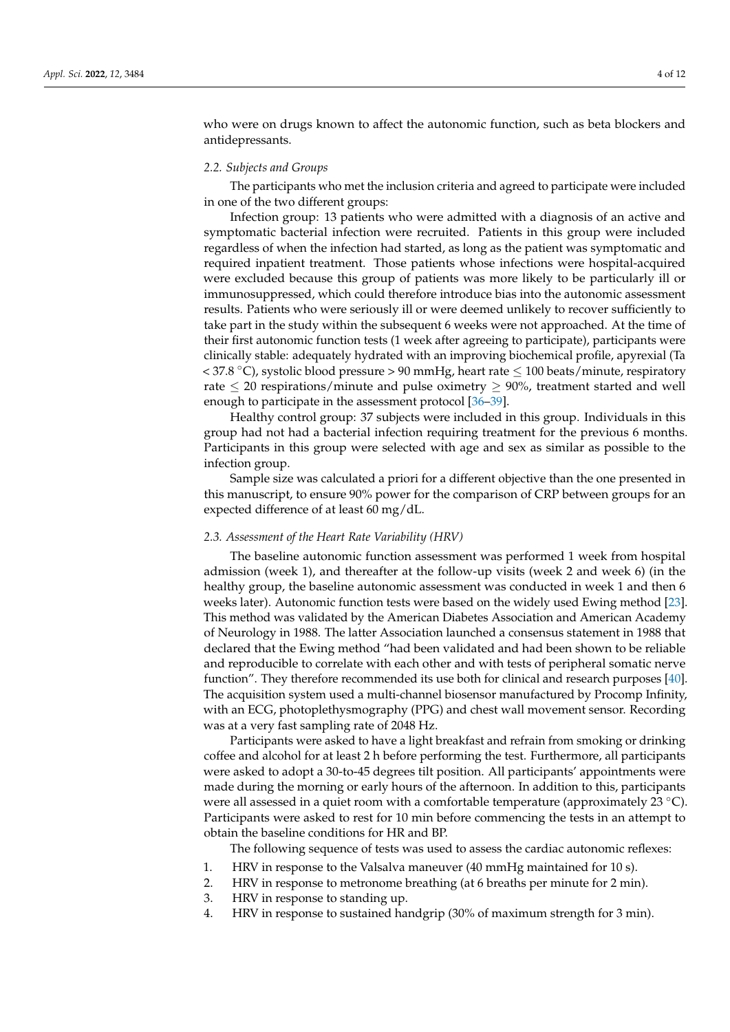who were on drugs known to affect the autonomic function, such as beta blockers and antidepressants.

### 2.2. Subjects and Groups

The participants who met the inclusion criteria and agreed to participate were included in one of the two different groups:

Infection group: 13 patients who were admitted with a diagnosis of an active and symptomatic bacterial infection were recruited. Patients in this group were included regardless of when the infection had started, as long as the patient was symptomatic and required inpatient treatment. Those patients whose infections were hospital-acquired were excluded because this group of patients was more likely to be particularly ill or immunosuppressed, which could therefore introduce bias into the autonomic assessment results. Patients who were seriously ill or were deemed unlikely to recover sufficiently to take part in the study within the subsequent 6 weeks were not approached. At the time of their first autonomic function tests (1 week after agreeing to participate), participants were clinically stable: adequately hydrated with an improving biochemical profile, apyrexial (Ta < 37.8 °C), systolic blood pressure > 90 mmHg, heart rate ≤ 100 beats/minute, respiratory rate ≤ 20 respirations/minute and pulse oximetry ≥ 90%, treatment started and well enough to participate in the assessment protocol [36–39].

Healthy control group: 37 subjects were included in this group. Individuals in this group had not had a bacterial infection requiring treatment for the previous 6 months. Participants in this group were selected with age and sex as similar as possible to the infection group.

Sample size was calculated a priori for a different objective than the one presented in this manuscript, to ensure 90% power for the comparison of CRP between groups for an expected difference of at least 60 mg/dL.

### 2.3. Assessment of the Heart Rate Variability (HRV)

The baseline autonomic function assessment was performed 1 week from hospital admission (week 1), and thereafter at the follow-up visits (week 2 and week 6) (in the healthy group, the baseline autonomic assessment was conducted in week 1 and then 6 weeks later). Autonomic function tests were based on the widely used Ewing method [23]. This method was validated by the American Diabetes Association and American Academy of Neurology in 1988. The latter Association launched a consensus statement in 1988 that declared that the Ewing method "had been validated and had been shown to be reliable and reproducible to correlate with each other and with tests of peripheral somatic nerve function". They therefore recommended its use both for clinical and research purposes [40]. The acquisition system used a multi-channel biosensor manufactured by Procomp Infinity, with an ECG, photoplethysmography (PPG) and chest wall movement sensor. Recording was at a very fast sampling rate of 2048 Hz.

Participants were asked to have a light breakfast and refrain from smoking or drinking coffee and alcohol for at least 2 h before performing the test. Furthermore, all participants were asked to adopt a 30-to-45 degrees tilt position. All participants' appointments were made during the morning or early hours of the afternoon. In addition to this, participants were all assessed in a quiet room with a comfortable temperature (approximately 23 °C). Participants were asked to rest for 10 min before commencing the tests in an attempt to obtain the baseline conditions for HR and BP.

The following sequence of tests was used to assess the cardiac autonomic reflexes:

1. HRV in response to the Valsalva maneuver (40 mmHg maintained for 10 s).
2. HRV in response to metronome breathing (at 6 breaths per minute for 2 min).
3. HRV in response to standing up.
4. HRV in response to sustained handgrip (30% of maximum strength for 3 min).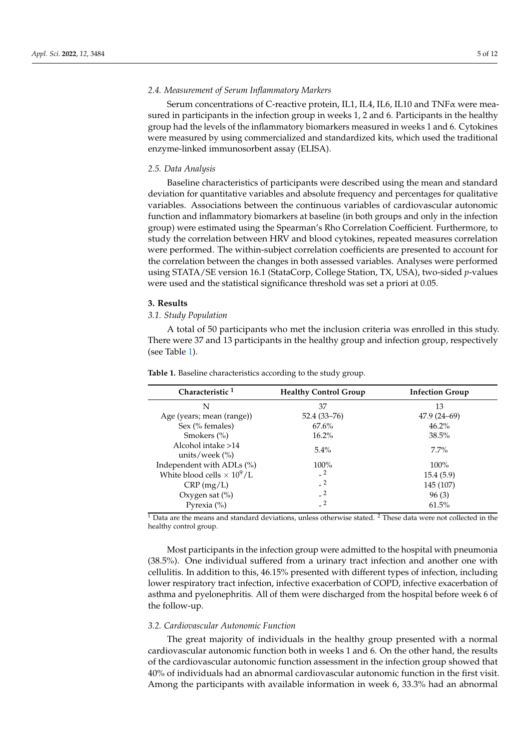### 2.4. Measurement of Serum Inflammatory Markers

Serum concentrations of C-reactive protein, IL1, IL4, IL6, IL10 and TNFα were measured in participants in the infection group in weeks 1, 2 and 6. Participants in the healthy group had the levels of the inflammatory biomarkers measured in weeks 1 and 6. Cytokines were measured by using commercialized and standardized kits, which used the traditional enzyme-linked immunosorbent assay (ELISA).

### 2.5. Data Analysis

Baseline characteristics of participants were described using the mean and standard deviation for quantitative variables and absolute frequency and percentages for qualitative variables. Associations between the continuous variables of cardiovascular autonomic function and inflammatory biomarkers at baseline (in both groups and only in the infection group) were estimated using the Spearman's Rho Correlation Coefficient. Furthermore, to study the correlation between HRV and blood cytokines, repeated measures correlation were performed. The within-subject correlation coefficients are presented to account for the correlation between the changes in both assessed variables. Analyses were performed using STATA/SE version 16.1 (StataCorp, College Station, TX, USA), two-sided *p*-values were used and the statistical significance threshold was set a priori at 0.05.

## 3. Results

### 3.1. Study Population

A total of 50 participants who met the inclusion criteria was enrolled in this study. There were 37 and 13 participants in the healthy group and infection group, respectively (see Table 1).

**Table 1.** Baseline characteristics according to the study group.

| Characteristic [1] | Healthy Control Group | Infection Group |
|---|---|---|
| N | 37 | 13 |
| Age (years; mean (range)) | 52.4 (33–76) | 47.9 (24–69) |
| Sex (% females) | 67.6% | 46.2% |
| Smokers (%) | 16.2% | 38.5% |
| Alcohol intake >14 units/week (%) | 5.4% | 7.7% |
| Independent with ADLs (%) | 100% | 100% |
| White blood cells $\times 10^9$/L | - [2] | 15.4 (5.9) |
| CRP (mg/L) | - [2] | 145 (107) |
| Oxygen sat (%) | - [2] | 96 (3) |
| Pyrexia (%) | - [2] | 61.5% |

[1] Data are the means and standard deviations, unless otherwise stated. [2] These data were not collected in the healthy control group.

Most participants in the infection group were admitted to the hospital with pneumonia (38.5%). One individual suffered from a urinary tract infection and another one with cellulitis. In addition to this, 46.15% presented with different types of infection, including lower respiratory tract infection, infective exacerbation of COPD, infective exacerbation of asthma and pyelonephritis. All of them were discharged from the hospital before week 6 of the follow-up.

### 3.2. Cardiovascular Autonomic Function

The great majority of individuals in the healthy group presented with a normal cardiovascular autonomic function both in weeks 1 and 6. On the other hand, the results of the cardiovascular autonomic function assessment in the infection group showed that 40% of individuals had an abnormal cardiovascular autonomic function in the first visit. Among the participants with available information in week 6, 33.3% had an abnormal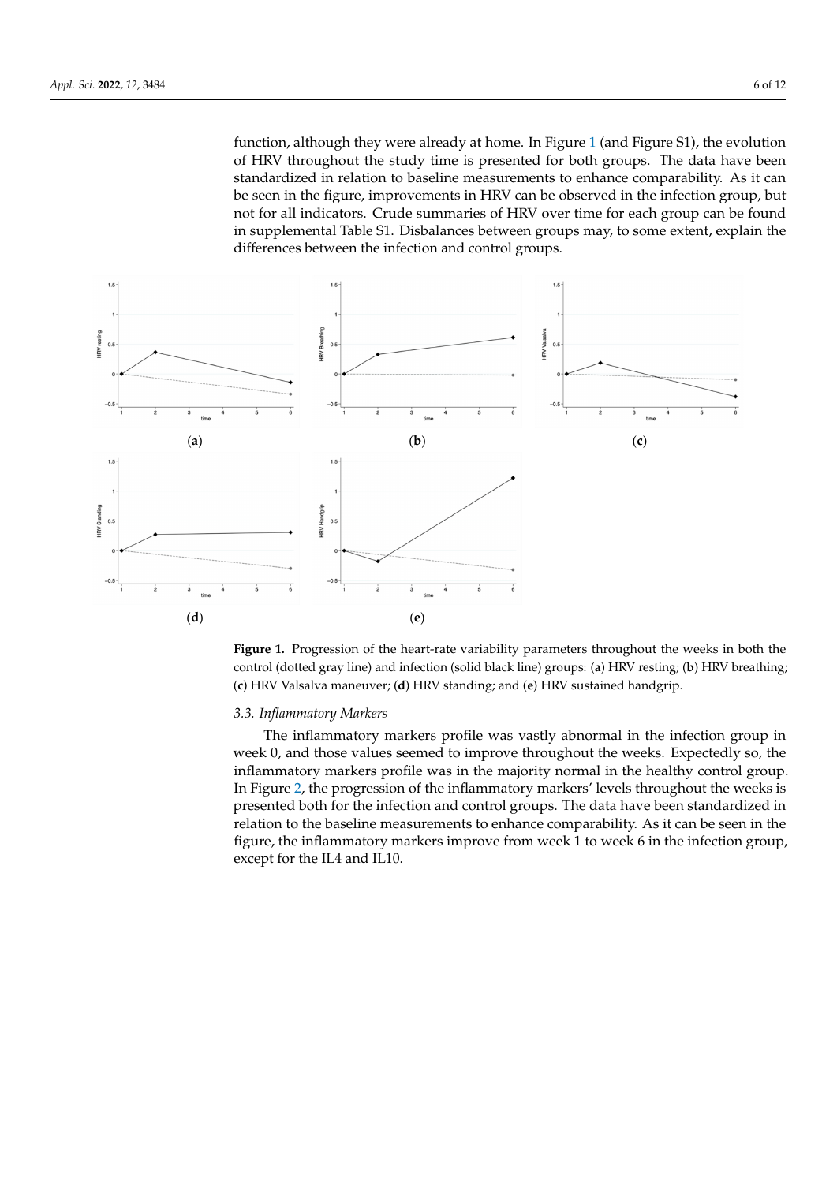function, although they were already at home. In Figure 1 (and Figure S1), the evolution of HRV throughout the study time is presented for both groups. The data have been standardized in relation to baseline measurements to enhance comparability. As it can be seen in the figure, improvements in HRV can be observed in the infection group, but not for all indicators. Crude summaries of HRV over time for each group can be found in supplemental Table S1. Disbalances between groups may, to some extent, explain the differences between the infection and control groups.

**Figure 1.** Progression of the heart-rate variability parameters throughout the weeks in both the control (dotted gray line) and infection (solid black line) groups: (**a**) HRV resting; (**b**) HRV breathing; (**c**) HRV Valsalva maneuver; (**d**) HRV standing; and (**e**) HRV sustained handgrip.

### 3.3. Inflammatory Markers

The inflammatory markers profile was vastly abnormal in the infection group in week 0, and those values seemed to improve throughout the weeks. Expectedly so, the inflammatory markers profile was in the majority normal in the healthy control group. In Figure 2, the progression of the inflammatory markers' levels throughout the weeks is presented both for the infection and control groups. The data have been standardized in relation to the baseline measurements to enhance comparability. As it can be seen in the figure, the inflammatory markers improve from week 1 to week 6 in the infection group, except for the IL4 and IL10.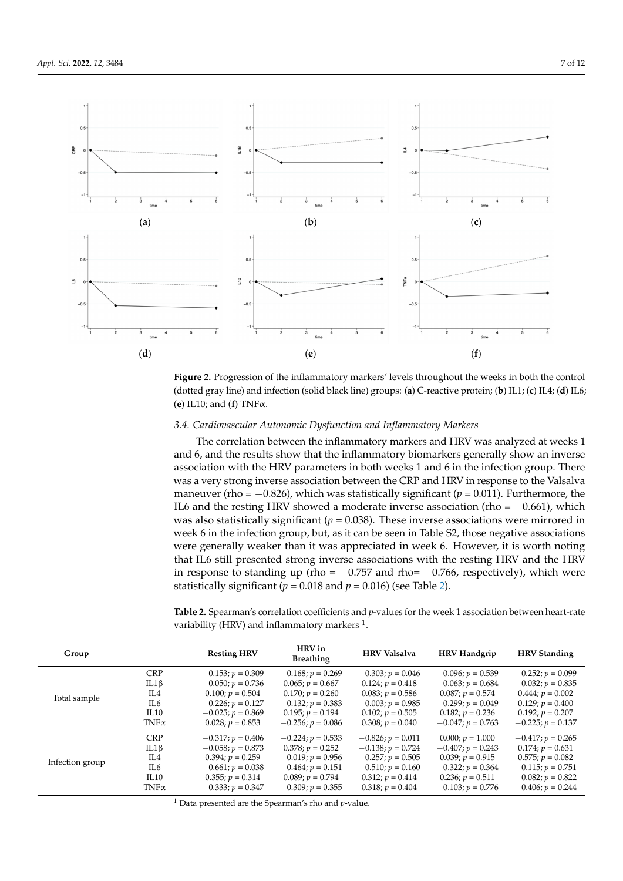**Figure 2.** Progression of the inflammatory markers' levels throughout the weeks in both the control (dotted gray line) and infection (solid black line) groups: (**a**) C-reactive protein; (**b**) IL1; (**c**) IL4; (**d**) IL6; (**e**) IL10; and (**f**) TNFα.

### 3.4. Cardiovascular Autonomic Dysfunction and Inflammatory Markers

The correlation between the inflammatory markers and HRV was analyzed at weeks 1 and 6, and the results show that the inflammatory biomarkers generally show an inverse association with the HRV parameters in both weeks 1 and 6 in the infection group. There was a very strong inverse association between the CRP and HRV in response to the Valsalva maneuver (rho = −0.826), which was statistically significant ($p = 0.011$). Furthermore, the IL6 and the resting HRV showed a moderate inverse association (rho = −0.661), which was also statistically significant ($p = 0.038$). These inverse associations were mirrored in week 6 in the infection group, but, as it can be seen in Table S2, those negative associations were generally weaker than it was appreciated in week 6. However, it is worth noting that IL6 still presented strong inverse associations with the resting HRV and the HRV in response to standing up (rho = −0.757 and rho= −0.766, respectively), which were statistically significant ($p = 0.018$ and $p = 0.016$) (see Table 2).

**Table 2.** Spearman's correlation coefficients and $p$-values for the week 1 association between heart-rate variability (HRV) and inflammatory markers [1].

| Group | | Resting HRV | HRV in Breathing | HRV Valsalva | HRV Handgrip | HRV Standing |
|---|---|---|---|---|---|---|
| Total sample | CRP | −0.153; $p = 0.309$ | −0.168; $p = 0.269$ | −0.303; $p = 0.046$ | −0.096; $p = 0.539$ | −0.252; $p = 0.099$ |
| | IL1β | −0.050; $p = 0.736$ | 0.065; $p = 0.667$ | 0.124; $p = 0.418$ | −0.063; $p = 0.684$ | −0.032; $p = 0.835$ |
| | IL4 | 0.100; $p = 0.504$ | 0.170; $p = 0.260$ | 0.083; $p = 0.586$ | 0.087; $p = 0.574$ | 0.444; $p = 0.002$ |
| | IL6 | −0.226; $p = 0.127$ | −0.132; $p = 0.383$ | −0.003; $p = 0.985$ | −0.299; $p = 0.049$ | 0.129; $p = 0.400$ |
| | IL10 | −0.025; $p = 0.869$ | 0.195; $p = 0.194$ | 0.102; $p = 0.505$ | 0.182; $p = 0.236$ | 0.192; $p = 0.207$ |
| | TNFα | 0.028; $p = 0.853$ | −0.256; $p = 0.086$ | 0.308; $p = 0.040$ | −0.047; $p = 0.763$ | −0.225; $p = 0.137$ |
| Infection group | CRP | −0.317; $p = 0.406$ | −0.224; $p = 0.533$ | −0.826; $p = 0.011$ | 0.000; $p = 1.000$ | −0.417; $p = 0.265$ |
| | IL1β | −0.058; $p = 0.873$ | 0.378; $p = 0.252$ | −0.138; $p = 0.724$ | −0.407; $p = 0.243$ | 0.174; $p = 0.631$ |
| | IL4 | 0.394; $p = 0.259$ | −0.019; $p = 0.956$ | −0.257; $p = 0.505$ | 0.039; $p = 0.915$ | 0.575; $p = 0.082$ |
| | IL6 | −0.661; $p = 0.038$ | −0.464; $p = 0.151$ | −0.510; $p = 0.160$ | −0.322; $p = 0.364$ | −0.115; $p = 0.751$ |
| | IL10 | 0.355; $p = 0.314$ | 0.089; $p = 0.794$ | 0.312; $p = 0.414$ | 0.236; $p = 0.511$ | −0.082; $p = 0.822$ |
| | TNFα | −0.333; $p = 0.347$ | −0.309; $p = 0.355$ | 0.318; $p = 0.404$ | −0.103; $p = 0.776$ | −0.406; $p = 0.244$ |

[1] Data presented are the Spearman's rho and $p$-value.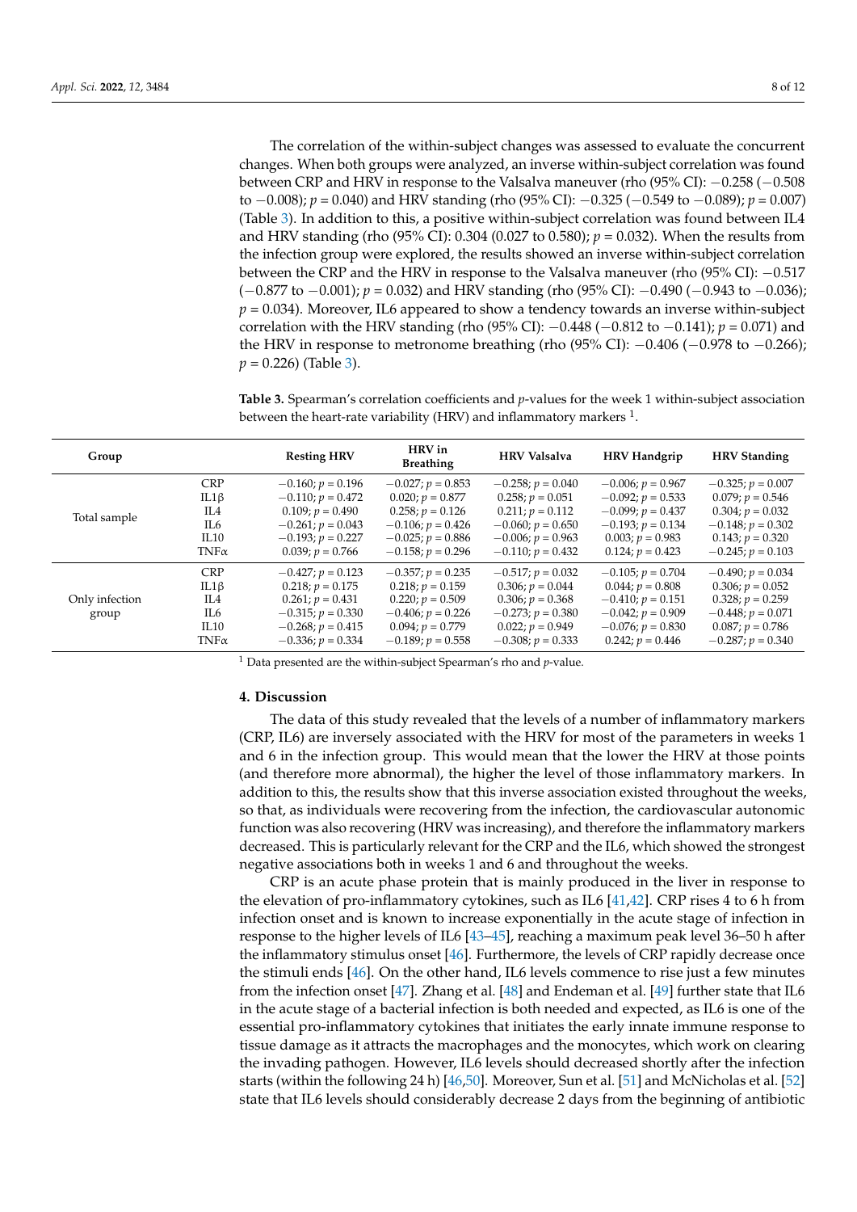The correlation of the within-subject changes was assessed to evaluate the concurrent changes. When both groups were analyzed, an inverse within-subject correlation was found between CRP and HRV in response to the Valsalva maneuver (rho (95% CI): −0.258 (−0.508 to −0.008); $p$ = 0.040) and HRV standing (rho (95% CI): −0.325 (−0.549 to −0.089); $p$ = 0.007) (Table 3). In addition to this, a positive within-subject correlation was found between IL4 and HRV standing (rho (95% CI): 0.304 (0.027 to 0.580); $p$ = 0.032). When the results from the infection group were explored, the results showed an inverse within-subject correlation between the CRP and the HRV in response to the Valsalva maneuver (rho (95% CI): −0.517 (−0.877 to −0.001); $p$ = 0.032) and HRV standing (rho (95% CI): −0.490 (−0.943 to −0.036); $p$ = 0.034). Moreover, IL6 appeared to show a tendency towards an inverse within-subject correlation with the HRV standing (rho (95% CI): −0.448 (−0.812 to −0.141); $p$ = 0.071) and the HRV in response to metronome breathing (rho (95% CI): −0.406 (−0.978 to −0.266); $p$ = 0.226) (Table 3).

**Table 3.** Spearman's correlation coefficients and $p$-values for the week 1 within-subject association between the heart-rate variability (HRV) and inflammatory markers [1].

| Group | | Resting HRV | HRV in Breathing | HRV Valsalva | HRV Handgrip | HRV Standing |
|---|---|---|---|---|---|---|
| Total sample | CRP | −0.160; $p$ = 0.196 | −0.027; $p$ = 0.853 | −0.258; $p$ = 0.040 | −0.006; $p$ = 0.967 | −0.325; $p$ = 0.007 |
| | IL1β | −0.110; $p$ = 0.472 | 0.020; $p$ = 0.877 | 0.258; $p$ = 0.051 | −0.092; $p$ = 0.533 | 0.079; $p$ = 0.546 |
| | IL4 | 0.109; $p$ = 0.490 | 0.258; $p$ = 0.126 | 0.211; $p$ = 0.112 | −0.099; $p$ = 0.437 | 0.304; $p$ = 0.032 |
| | IL6 | −0.261; $p$ = 0.043 | −0.106; $p$ = 0.426 | −0.060; $p$ = 0.650 | −0.193; $p$ = 0.134 | −0.148; $p$ = 0.302 |
| | IL10 | −0.193; $p$ = 0.227 | −0.025; $p$ = 0.886 | −0.006; $p$ = 0.963 | 0.003; $p$ = 0.983 | 0.143; $p$ = 0.320 |
| | TNFα | 0.039; $p$ = 0.766 | −0.158; $p$ = 0.296 | −0.110; $p$ = 0.432 | 0.124; $p$ = 0.423 | −0.245; $p$ = 0.103 |
| Only infection group | CRP | −0.427; $p$ = 0.123 | −0.357; $p$ = 0.235 | −0.517; $p$ = 0.032 | −0.105; $p$ = 0.704 | −0.490; $p$ = 0.034 |
| | IL1β | 0.218; $p$ = 0.175 | 0.218; $p$ = 0.159 | 0.306; $p$ = 0.044 | 0.044; $p$ = 0.808 | 0.306; $p$ = 0.052 |
| | IL4 | 0.261; $p$ = 0.431 | 0.220; $p$ = 0.509 | 0.306; $p$ = 0.368 | −0.410; $p$ = 0.151 | 0.328; $p$ = 0.259 |
| | IL6 | −0.315; $p$ = 0.330 | −0.406; $p$ = 0.226 | −0.273; $p$ = 0.380 | −0.042; $p$ = 0.909 | −0.448; $p$ = 0.071 |
| | IL10 | −0.268; $p$ = 0.415 | 0.094; $p$ = 0.779 | 0.022; $p$ = 0.949 | −0.076; $p$ = 0.830 | 0.087; $p$ = 0.786 |
| | TNFα | −0.336; $p$ = 0.334 | −0.189; $p$ = 0.558 | −0.308; $p$ = 0.333 | 0.242; $p$ = 0.446 | −0.287; $p$ = 0.340 |

[1] Data presented are the within-subject Spearman's rho and $p$-value.

## 4. Discussion

The data of this study revealed that the levels of a number of inflammatory markers (CRP, IL6) are inversely associated with the HRV for most of the parameters in weeks 1 and 6 in the infection group. This would mean that the lower the HRV at those points (and therefore more abnormal), the higher the level of those inflammatory markers. In addition to this, the results show that this inverse association existed throughout the weeks, so that, as individuals were recovering from the infection, the cardiovascular autonomic function was also recovering (HRV was increasing), and therefore the inflammatory markers decreased. This is particularly relevant for the CRP and the IL6, which showed the strongest negative associations both in weeks 1 and 6 and throughout the weeks.

CRP is an acute phase protein that is mainly produced in the liver in response to the elevation of pro-inflammatory cytokines, such as IL6 [41,42]. CRP rises 4 to 6 h from infection onset and is known to increase exponentially in the acute stage of infection in response to the higher levels of IL6 [43–45], reaching a maximum peak level 36–50 h after the inflammatory stimulus onset [46]. Furthermore, the levels of CRP rapidly decrease once the stimuli ends [46]. On the other hand, IL6 levels commence to rise just a few minutes from the infection onset [47]. Zhang et al. [48] and Endeman et al. [49] further state that IL6 in the acute stage of a bacterial infection is both needed and expected, as IL6 is one of the essential pro-inflammatory cytokines that initiates the early innate immune response to tissue damage as it attracts the macrophages and the monocytes, which work on clearing the invading pathogen. However, IL6 levels should decreased shortly after the infection starts (within the following 24 h) [46,50]. Moreover, Sun et al. [51] and McNicholas et al. [52] state that IL6 levels should considerably decrease 2 days from the beginning of antibiotic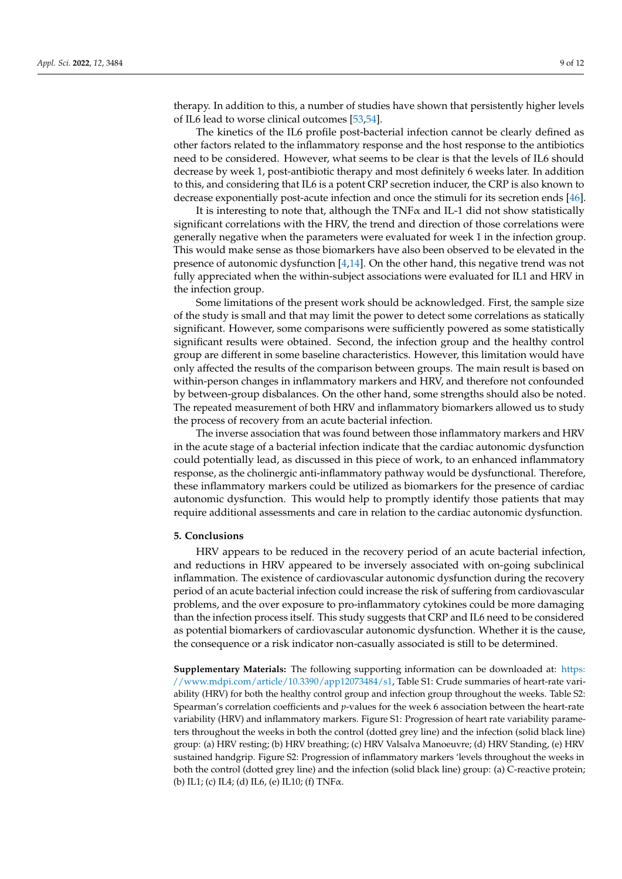therapy. In addition to this, a number of studies have shown that persistently higher levels of IL6 lead to worse clinical outcomes [53,54].

The kinetics of the IL6 profile post-bacterial infection cannot be clearly defined as other factors related to the inflammatory response and the host response to the antibiotics need to be considered. However, what seems to be clear is that the levels of IL6 should decrease by week 1, post-antibiotic therapy and most definitely 6 weeks later. In addition to this, and considering that IL6 is a potent CRP secretion inducer, the CRP is also known to decrease exponentially post-acute infection and once the stimuli for its secretion ends [46].

It is interesting to note that, although the TNFα and IL-1 did not show statistically significant correlations with the HRV, the trend and direction of those correlations were generally negative when the parameters were evaluated for week 1 in the infection group. This would make sense as those biomarkers have also been observed to be elevated in the presence of autonomic dysfunction [4,14]. On the other hand, this negative trend was not fully appreciated when the within-subject associations were evaluated for IL1 and HRV in the infection group.

Some limitations of the present work should be acknowledged. First, the sample size of the study is small and that may limit the power to detect some correlations as statically significant. However, some comparisons were sufficiently powered as some statistically significant results were obtained. Second, the infection group and the healthy control group are different in some baseline characteristics. However, this limitation would have only affected the results of the comparison between groups. The main result is based on within-person changes in inflammatory markers and HRV, and therefore not confounded by between-group disbalances. On the other hand, some strengths should also be noted. The repeated measurement of both HRV and inflammatory biomarkers allowed us to study the process of recovery from an acute bacterial infection.

The inverse association that was found between those inflammatory markers and HRV in the acute stage of a bacterial infection indicate that the cardiac autonomic dysfunction could potentially lead, as discussed in this piece of work, to an enhanced inflammatory response, as the cholinergic anti-inflammatory pathway would be dysfunctional. Therefore, these inflammatory markers could be utilized as biomarkers for the presence of cardiac autonomic dysfunction. This would help to promptly identify those patients that may require additional assessments and care in relation to the cardiac autonomic dysfunction.

## 5. Conclusions

HRV appears to be reduced in the recovery period of an acute bacterial infection, and reductions in HRV appeared to be inversely associated with on-going subclinical inflammation. The existence of cardiovascular autonomic dysfunction during the recovery period of an acute bacterial infection could increase the risk of suffering from cardiovascular problems, and the over exposure to pro-inflammatory cytokines could be more damaging than the infection process itself. This study suggests that CRP and IL6 need to be considered as potential biomarkers of cardiovascular autonomic dysfunction. Whether it is the cause, the consequence or a risk indicator non-casually associated is still to be determined.

**Supplementary Materials:** The following supporting information can be downloaded at: https://www.mdpi.com/article/10.3390/app12073484/s1, Table S1: Crude summaries of heart-rate variability (HRV) for both the healthy control group and infection group throughout the weeks. Table S2: Spearman's correlation coefficients and *p*-values for the week 6 association between the heart-rate variability (HRV) and inflammatory markers. Figure S1: Progression of heart rate variability parameters throughout the weeks in both the control (dotted grey line) and the infection (solid black line) group: (a) HRV resting; (b) HRV breathing; (c) HRV Valsalva Manoeuvre; (d) HRV Standing, (e) HRV sustained handgrip. Figure S2: Progression of inflammatory markers 'levels throughout the weeks in both the control (dotted grey line) and the infection (solid black line) group: (a) C-reactive protein; (b) IL1; (c) IL4; (d) IL6, (e) IL10; (f) TNFα.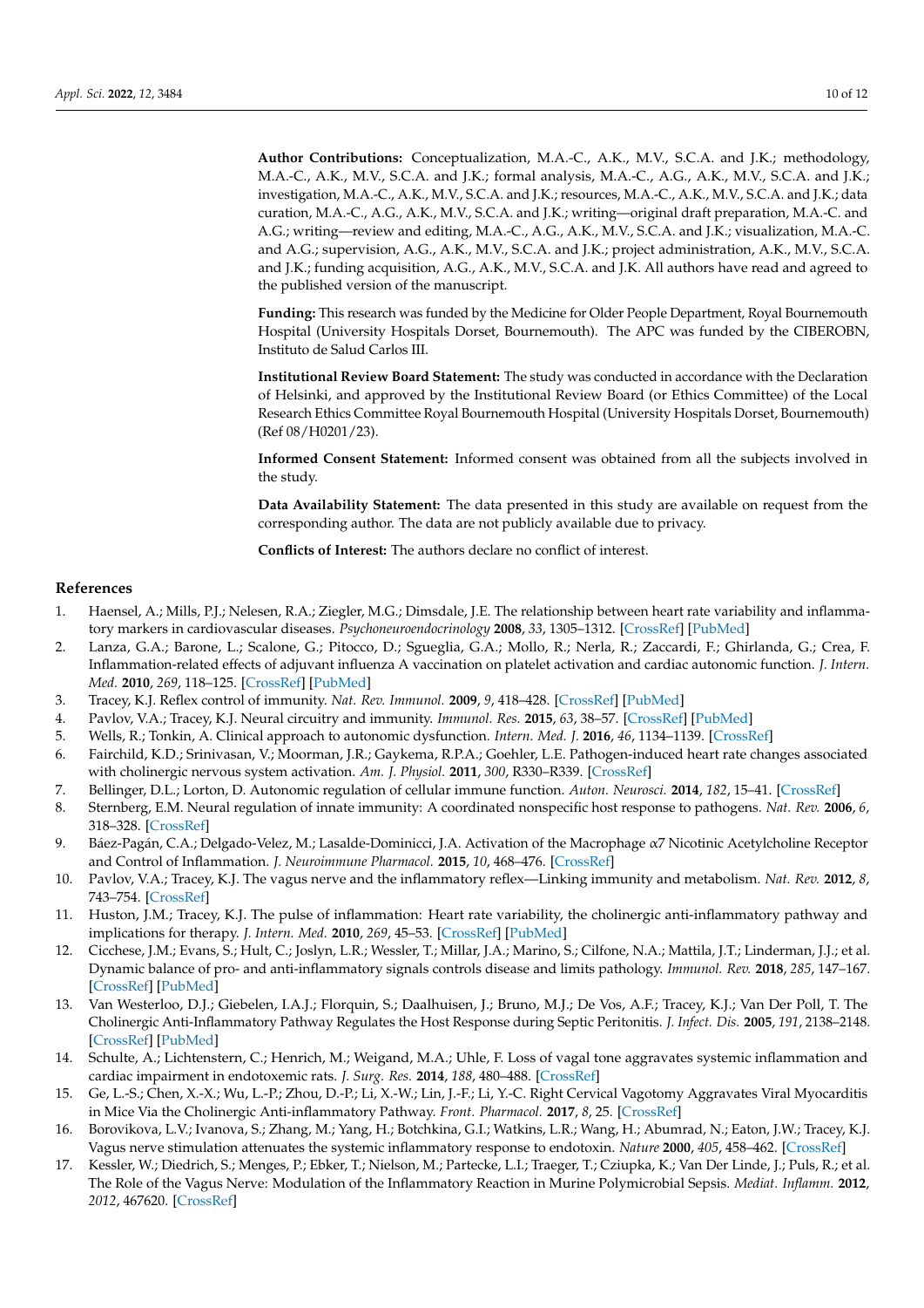**Author Contributions:** Conceptualization, M.A.-C., A.K., M.V., S.C.A. and J.K.; methodology, M.A.-C., A.K., M.V., S.C.A. and J.K.; formal analysis, M.A.-C., A.G., A.K., M.V., S.C.A. and J.K.; investigation, M.A.-C., A.K., M.V., S.C.A. and J.K.; resources, M.A.-C., A.K., M.V., S.C.A. and J.K.; data curation, M.A.-C., A.G., A.K., M.V., S.C.A. and J.K.; writing—original draft preparation, M.A.-C. and A.G.; writing—review and editing, M.A.-C., A.G., A.K., M.V., S.C.A. and J.K.; visualization, M.A.-C. and A.G.; supervision, A.G., A.K., M.V., S.C.A. and J.K.; project administration, A.K., M.V., S.C.A. and J.K.; funding acquisition, A.G., A.K., M.V., S.C.A. and J.K. All authors have read and agreed to the published version of the manuscript.

**Funding:** This research was funded by the Medicine for Older People Department, Royal Bournemouth Hospital (University Hospitals Dorset, Bournemouth). The APC was funded by the CIBEROBN, Instituto de Salud Carlos III.

**Institutional Review Board Statement:** The study was conducted in accordance with the Declaration of Helsinki, and approved by the Institutional Review Board (or Ethics Committee) of the Local Research Ethics Committee Royal Bournemouth Hospital (University Hospitals Dorset, Bournemouth) (Ref 08/H0201/23).

**Informed Consent Statement:** Informed consent was obtained from all the subjects involved in the study.

**Data Availability Statement:** The data presented in this study are available on request from the corresponding author. The data are not publicly available due to privacy.

**Conflicts of Interest:** The authors declare no conflict of interest.

## References

1. Haensel, A.; Mills, P.J.; Nelesen, R.A.; Ziegler, M.G.; Dimsdale, J.E. The relationship between heart rate variability and inflammatory markers in cardiovascular diseases. *Psychoneuroendocrinology* **2008**, *33*, 1305–1312. [CrossRef] [PubMed]
2. Lanza, G.A.; Barone, L.; Scalone, G.; Pitocco, D.; Sgueglia, G.A.; Mollo, R.; Nerla, R.; Zaccardi, F.; Ghirlanda, G.; Crea, F. Inflammation-related effects of adjuvant influenza A vaccination on platelet activation and cardiac autonomic function. *J. Intern. Med.* **2010**, *269*, 118–125. [CrossRef] [PubMed]
3. Tracey, K.J. Reflex control of immunity. *Nat. Rev. Immunol.* **2009**, *9*, 418–428. [CrossRef] [PubMed]
4. Pavlov, V.A.; Tracey, K.J. Neural circuitry and immunity. *Immunol. Res.* **2015**, *63*, 38–57. [CrossRef] [PubMed]
5. Wells, R.; Tonkin, A. Clinical approach to autonomic dysfunction. *Intern. Med. J.* **2016**, *46*, 1134–1139. [CrossRef]
6. Fairchild, K.D.; Srinivasan, V.; Moorman, J.R.; Gaykema, R.P.A.; Goehler, L.E. Pathogen-induced heart rate changes associated with cholinergic nervous system activation. *Am. J. Physiol.* **2011**, *300*, R330–R339. [CrossRef]
7. Bellinger, D.L.; Lorton, D. Autonomic regulation of cellular immune function. *Auton. Neurosci.* **2014**, *182*, 15–41. [CrossRef]
8. Sternberg, E.M. Neural regulation of innate immunity: A coordinated nonspecific host response to pathogens. *Nat. Rev.* **2006**, *6*, 318–328. [CrossRef]
9. Báez-Pagán, C.A.; Delgado-Velez, M.; Lasalde-Dominicci, J.A. Activation of the Macrophage α7 Nicotinic Acetylcholine Receptor and Control of Inflammation. *J. Neuroimmune Pharmacol.* **2015**, *10*, 468–476. [CrossRef]
10. Pavlov, V.A.; Tracey, K.J. The vagus nerve and the inflammatory reflex—Linking immunity and metabolism. *Nat. Rev.* **2012**, *8*, 743–754. [CrossRef]
11. Huston, J.M.; Tracey, K.J. The pulse of inflammation: Heart rate variability, the cholinergic anti-inflammatory pathway and implications for therapy. *J. Intern. Med.* **2010**, *269*, 45–53. [CrossRef] [PubMed]
12. Cicchese, J.M.; Evans, S.; Hult, C.; Joslyn, L.R.; Wessler, T.; Millar, J.A.; Marino, S.; Cilfone, N.A.; Mattila, J.T.; Linderman, J.J.; et al. Dynamic balance of pro- and anti-inflammatory signals controls disease and limits pathology. *Immunol. Rev.* **2018**, *285*, 147–167. [CrossRef] [PubMed]
13. Van Westerloo, D.J.; Giebelen, I.A.J.; Florquin, S.; Daalhuisen, J.; Bruno, M.J.; De Vos, A.F.; Tracey, K.J.; Van Der Poll, T. The Cholinergic Anti-Inflammatory Pathway Regulates the Host Response during Septic Peritonitis. *J. Infect. Dis.* **2005**, *191*, 2138–2148. [CrossRef] [PubMed]
14. Schulte, A.; Lichtenstern, C.; Henrich, M.; Weigand, M.A.; Uhle, F. Loss of vagal tone aggravates systemic inflammation and cardiac impairment in endotoxemic rats. *J. Surg. Res.* **2014**, *188*, 480–488. [CrossRef]
15. Ge, L.-S.; Chen, X.-X.; Wu, L.-P.; Zhou, D.-P.; Li, X.-W.; Lin, J.-F.; Li, Y.-C. Right Cervical Vagotomy Aggravates Viral Myocarditis in Mice Via the Cholinergic Anti-inflammatory Pathway. *Front. Pharmacol.* **2017**, *8*, 25. [CrossRef]
16. Borovikova, L.V.; Ivanova, S.; Zhang, M.; Yang, H.; Botchkina, G.I.; Watkins, L.R.; Wang, H.; Abumrad, N.; Eaton, J.W.; Tracey, K.J. Vagus nerve stimulation attenuates the systemic inflammatory response to endotoxin. *Nature* **2000**, *405*, 458–462. [CrossRef]
17. Kessler, W.; Diedrich, S.; Menges, P.; Ebker, T.; Nielson, M.; Partecke, L.I.; Traeger, T.; Cziupka, K.; Van Der Linde, J.; Puls, R.; et al. The Role of the Vagus Nerve: Modulation of the Inflammatory Reaction in Murine Polymicrobial Sepsis. *Mediat. Inflamm.* **2012**, *2012*, 467620. [CrossRef]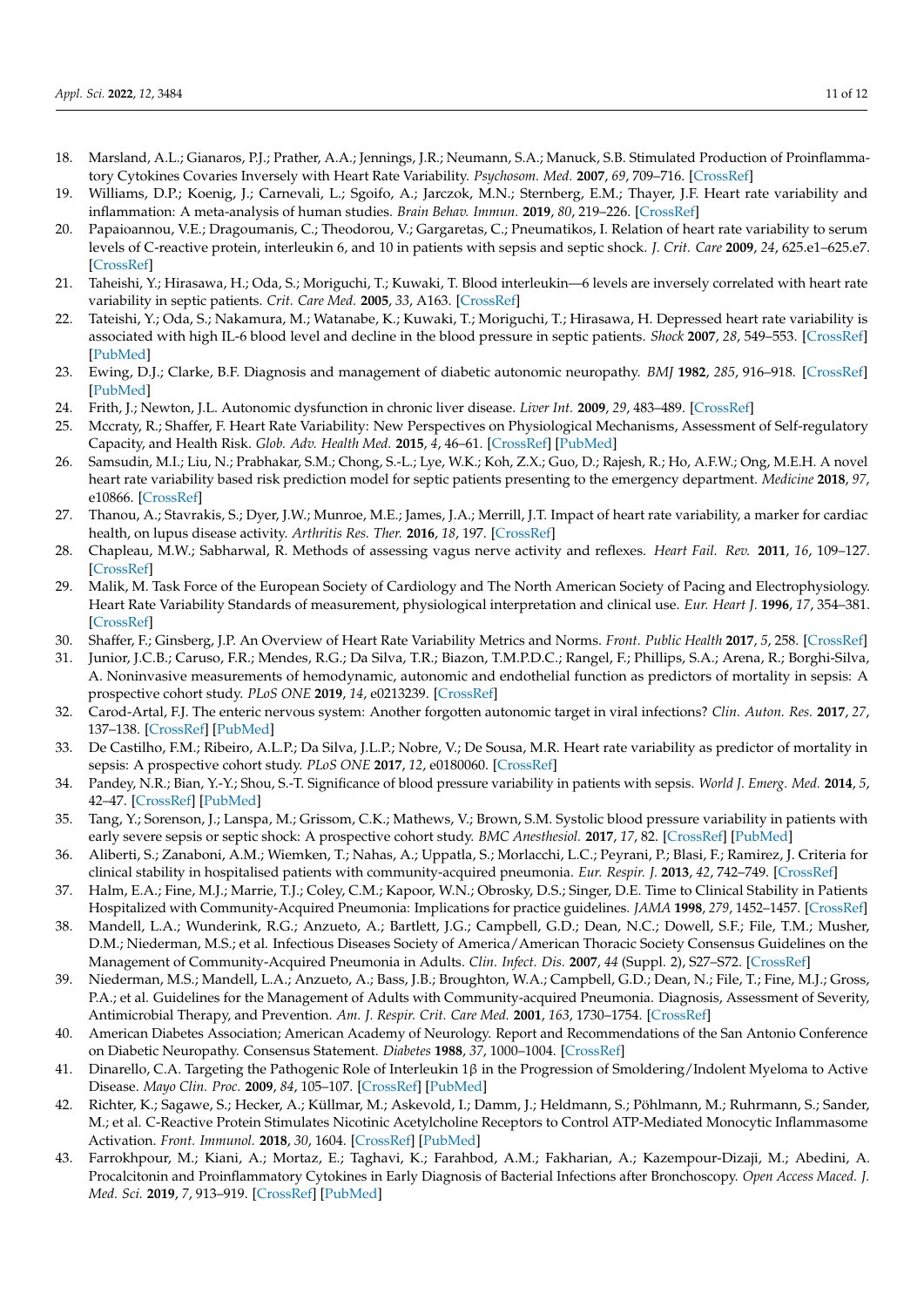18. Marsland, A.L.; Gianaros, P.J.; Prather, A.A.; Jennings, J.R.; Neumann, S.A.; Manuck, S.B. Stimulated Production of Proinflammatory Cytokines Covaries Inversely with Heart Rate Variability. *Psychosom. Med.* **2007**, *69*, 709–716. [CrossRef]
19. Williams, D.P.; Koenig, J.; Carnevali, L.; Sgoifo, A.; Jarczok, M.N.; Sternberg, E.M.; Thayer, J.F. Heart rate variability and inflammation: A meta-analysis of human studies. *Brain Behav. Immun.* **2019**, *80*, 219–226. [CrossRef]
20. Papaioannou, V.E.; Dragoumanis, C.; Theodorou, V.; Gargaretas, C.; Pneumatikos, I. Relation of heart rate variability to serum levels of C-reactive protein, interleukin 6, and 10 in patients with sepsis and septic shock. *J. Crit. Care* **2009**, *24*, 625.e1–625.e7. [CrossRef]
21. Taheishi, Y.; Hirasawa, H.; Oda, S.; Moriguchi, T.; Kuwaki, T. Blood interleukin—6 levels are inversely correlated with heart rate variability in septic patients. *Crit. Care Med.* **2005**, *33*, A163. [CrossRef]
22. Tateishi, Y.; Oda, S.; Nakamura, M.; Watanabe, K.; Kuwaki, T.; Moriguchi, T.; Hirasawa, H. Depressed heart rate variability is associated with high IL-6 blood level and decline in the blood pressure in septic patients. *Shock* **2007**, *28*, 549–553. [CrossRef] [PubMed]
23. Ewing, D.J.; Clarke, B.F. Diagnosis and management of diabetic autonomic neuropathy. *BMJ* **1982**, *285*, 916–918. [CrossRef] [PubMed]
24. Frith, J.; Newton, J.L. Autonomic dysfunction in chronic liver disease. *Liver Int.* **2009**, *29*, 483–489. [CrossRef]
25. Mccraty, R.; Shaffer, F. Heart Rate Variability: New Perspectives on Physiological Mechanisms, Assessment of Self-regulatory Capacity, and Health Risk. *Glob. Adv. Health Med.* **2015**, *4*, 46–61. [CrossRef] [PubMed]
26. Samsudin, M.I.; Liu, N.; Prabhakar, S.M.; Chong, S.-L.; Lye, W.K.; Koh, Z.X.; Guo, D.; Rajesh, R.; Ho, A.F.W.; Ong, M.E.H. A novel heart rate variability based risk prediction model for septic patients presenting to the emergency department. *Medicine* **2018**, *97*, e10866. [CrossRef]
27. Thanou, A.; Stavrakis, S.; Dyer, J.W.; Munroe, M.E.; James, J.A.; Merrill, J.T. Impact of heart rate variability, a marker for cardiac health, on lupus disease activity. *Arthritis Res. Ther.* **2016**, *18*, 197. [CrossRef]
28. Chapleau, M.W.; Sabharwal, R. Methods of assessing vagus nerve activity and reflexes. *Heart Fail. Rev.* **2011**, *16*, 109–127. [CrossRef]
29. Malik, M. Task Force of the European Society of Cardiology and The North American Society of Pacing and Electrophysiology. Heart Rate Variability Standards of measurement, physiological interpretation and clinical use. *Eur. Heart J.* **1996**, *17*, 354–381. [CrossRef]
30. Shaffer, F.; Ginsberg, J.P. An Overview of Heart Rate Variability Metrics and Norms. *Front. Public Health* **2017**, *5*, 258. [CrossRef]
31. Junior, J.C.B.; Caruso, F.R.; Mendes, R.G.; Da Silva, T.R.; Biazon, T.M.P.D.C.; Rangel, F.; Phillips, S.A.; Arena, R.; Borghi-Silva, A. Noninvasive measurements of hemodynamic, autonomic and endothelial function as predictors of mortality in sepsis: A prospective cohort study. *PLoS ONE* **2019**, *14*, e0213239. [CrossRef]
32. Carod-Artal, F.J. The enteric nervous system: Another forgotten autonomic target in viral infections? *Clin. Auton. Res.* **2017**, *27*, 137–138. [CrossRef] [PubMed]
33. De Castilho, F.M.; Ribeiro, A.L.P.; Da Silva, J.L.P.; Nobre, V.; De Sousa, M.R. Heart rate variability as predictor of mortality in sepsis: A prospective cohort study. *PLoS ONE* **2017**, *12*, e0180060. [CrossRef]
34. Pandey, N.R.; Bian, Y.-Y.; Shou, S.-T. Significance of blood pressure variability in patients with sepsis. *World J. Emerg. Med.* **2014**, *5*, 42–47. [CrossRef] [PubMed]
35. Tang, Y.; Sorenson, J.; Lanspa, M.; Grissom, C.K.; Mathews, V.; Brown, S.M. Systolic blood pressure variability in patients with early severe sepsis or septic shock: A prospective cohort study. *BMC Anesthesiol.* **2017**, *17*, 82. [CrossRef] [PubMed]
36. Aliberti, S.; Zanaboni, A.M.; Wiemken, T.; Nahas, A.; Uppatla, S.; Morlacchi, L.C.; Peyrani, P.; Blasi, F.; Ramirez, J. Criteria for clinical stability in hospitalised patients with community-acquired pneumonia. *Eur. Respir. J.* **2013**, *42*, 742–749. [CrossRef]
37. Halm, E.A.; Fine, M.J.; Marrie, T.J.; Coley, C.M.; Kapoor, W.N.; Obrosky, D.S.; Singer, D.E. Time to Clinical Stability in Patients Hospitalized with Community-Acquired Pneumonia: Implications for practice guidelines. *JAMA* **1998**, *279*, 1452–1457. [CrossRef]
38. Mandell, L.A.; Wunderink, R.G.; Anzueto, A.; Bartlett, J.G.; Campbell, G.D.; Dean, N.C.; Dowell, S.F.; File, T.M.; Musher, D.M.; Niederman, M.S.; et al. Infectious Diseases Society of America/American Thoracic Society Consensus Guidelines on the Management of Community-Acquired Pneumonia in Adults. *Clin. Infect. Dis.* **2007**, *44* (Suppl. 2), S27–S72. [CrossRef]
39. Niederman, M.S.; Mandell, L.A.; Anzueto, A.; Bass, J.B.; Broughton, W.A.; Campbell, G.D.; Dean, N.; File, T.; Fine, M.J.; Gross, P.A.; et al. Guidelines for the Management of Adults with Community-acquired Pneumonia. Diagnosis, Assessment of Severity, Antimicrobial Therapy, and Prevention. *Am. J. Respir. Crit. Care Med.* **2001**, *163*, 1730–1754. [CrossRef]
40. American Diabetes Association; American Academy of Neurology. Report and Recommendations of the San Antonio Conference on Diabetic Neuropathy. Consensus Statement. *Diabetes* **1988**, *37*, 1000–1004. [CrossRef]
41. Dinarello, C.A. Targeting the Pathogenic Role of Interleukin 1β in the Progression of Smoldering/Indolent Myeloma to Active Disease. *Mayo Clin. Proc.* **2009**, *84*, 105–107. [CrossRef] [PubMed]
42. Richter, K.; Sagawe, S.; Hecker, A.; Küllmar, M.; Askevold, I.; Damm, J.; Heldmann, S.; Pöhlmann, M.; Ruhrmann, S.; Sander, M.; et al. C-Reactive Protein Stimulates Nicotinic Acetylcholine Receptors to Control ATP-Mediated Monocytic Inflammasome Activation. *Front. Immunol.* **2018**, *30*, 1604. [CrossRef] [PubMed]
43. Farrokhpour, M.; Kiani, A.; Mortaz, E.; Taghavi, K.; Farahbod, A.M.; Fakharian, A.; Kazempour-Dizaji, M.; Abedini, A. Procalcitonin and Proinflammatory Cytokines in Early Diagnosis of Bacterial Infections after Bronchoscopy. *Open Access Maced. J. Med. Sci.* **2019**, *7*, 913–919. [CrossRef] [PubMed]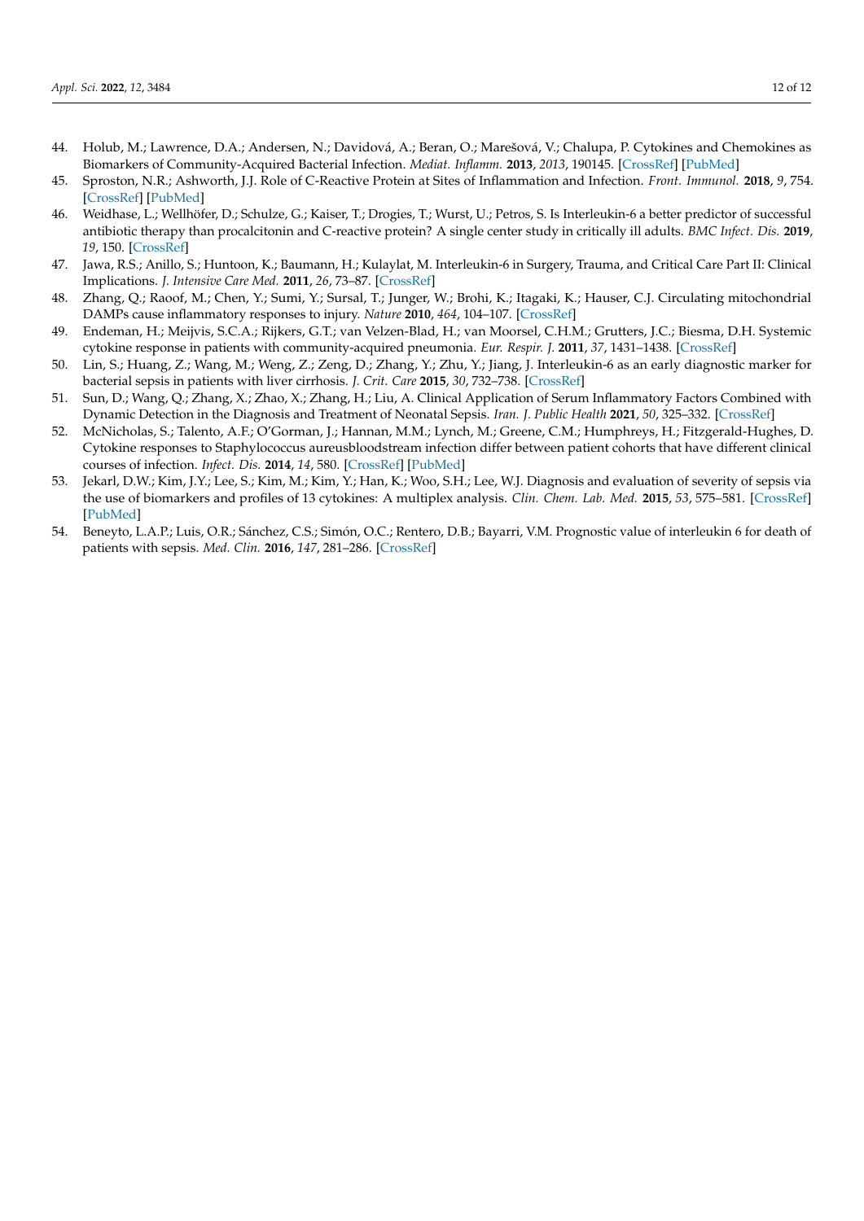44. Holub, M.; Lawrence, D.A.; Andersen, N.; Davidová, A.; Beran, O.; Marešová, V.; Chalupa, P. Cytokines and Chemokines as Biomarkers of Community-Acquired Bacterial Infection. *Mediat. Inflamm.* **2013**, *2013*, 190145. [CrossRef] [PubMed]
45. Sproston, N.R.; Ashworth, J.J. Role of C-Reactive Protein at Sites of Inflammation and Infection. *Front. Immunol.* **2018**, *9*, 754. [CrossRef] [PubMed]
46. Weidhase, L.; Wellhöfer, D.; Schulze, G.; Kaiser, T.; Drogies, T.; Wurst, U.; Petros, S. Is Interleukin-6 a better predictor of successful antibiotic therapy than procalcitonin and C-reactive protein? A single center study in critically ill adults. *BMC Infect. Dis.* **2019**, *19*, 150. [CrossRef]
47. Jawa, R.S.; Anillo, S.; Huntoon, K.; Baumann, H.; Kulaylat, M. Interleukin-6 in Surgery, Trauma, and Critical Care Part II: Clinical Implications. *J. Intensive Care Med.* **2011**, *26*, 73–87. [CrossRef]
48. Zhang, Q.; Raoof, M.; Chen, Y.; Sumi, Y.; Sursal, T.; Junger, W.; Brohi, K.; Itagaki, K.; Hauser, C.J. Circulating mitochondrial DAMPs cause inflammatory responses to injury. *Nature* **2010**, *464*, 104–107. [CrossRef]
49. Endeman, H.; Meijvis, S.C.A.; Rijkers, G.T.; van Velzen-Blad, H.; van Moorsel, C.H.M.; Grutters, J.C.; Biesma, D.H. Systemic cytokine response in patients with community-acquired pneumonia. *Eur. Respir. J.* **2011**, *37*, 1431–1438. [CrossRef]
50. Lin, S.; Huang, Z.; Wang, M.; Weng, Z.; Zeng, D.; Zhang, Y.; Zhu, Y.; Jiang, J. Interleukin-6 as an early diagnostic marker for bacterial sepsis in patients with liver cirrhosis. *J. Crit. Care* **2015**, *30*, 732–738. [CrossRef]
51. Sun, D.; Wang, Q.; Zhang, X.; Zhao, X.; Zhang, H.; Liu, A. Clinical Application of Serum Inflammatory Factors Combined with Dynamic Detection in the Diagnosis and Treatment of Neonatal Sepsis. *Iran. J. Public Health* **2021**, *50*, 325–332. [CrossRef]
52. McNicholas, S.; Talento, A.F.; O'Gorman, J.; Hannan, M.M.; Lynch, M.; Greene, C.M.; Humphreys, H.; Fitzgerald-Hughes, D. Cytokine responses to Staphylococcus aureusbloodstream infection differ between patient cohorts that have different clinical courses of infection. *Infect. Dis.* **2014**, *14*, 580. [CrossRef] [PubMed]
53. Jekarl, D.W.; Kim, J.Y.; Lee, S.; Kim, M.; Kim, Y.; Han, K.; Woo, S.H.; Lee, W.J. Diagnosis and evaluation of severity of sepsis via the use of biomarkers and profiles of 13 cytokines: A multiplex analysis. *Clin. Chem. Lab. Med.* **2015**, *53*, 575–581. [CrossRef] [PubMed]
54. Beneyto, L.A.P.; Luis, O.R.; Sánchez, C.S.; Simón, O.C.; Rentero, D.B.; Bayarri, V.M. Prognostic value of interleukin 6 for death of patients with sepsis. *Med. Clin.* **2016**, *147*, 281–286. [CrossRef]